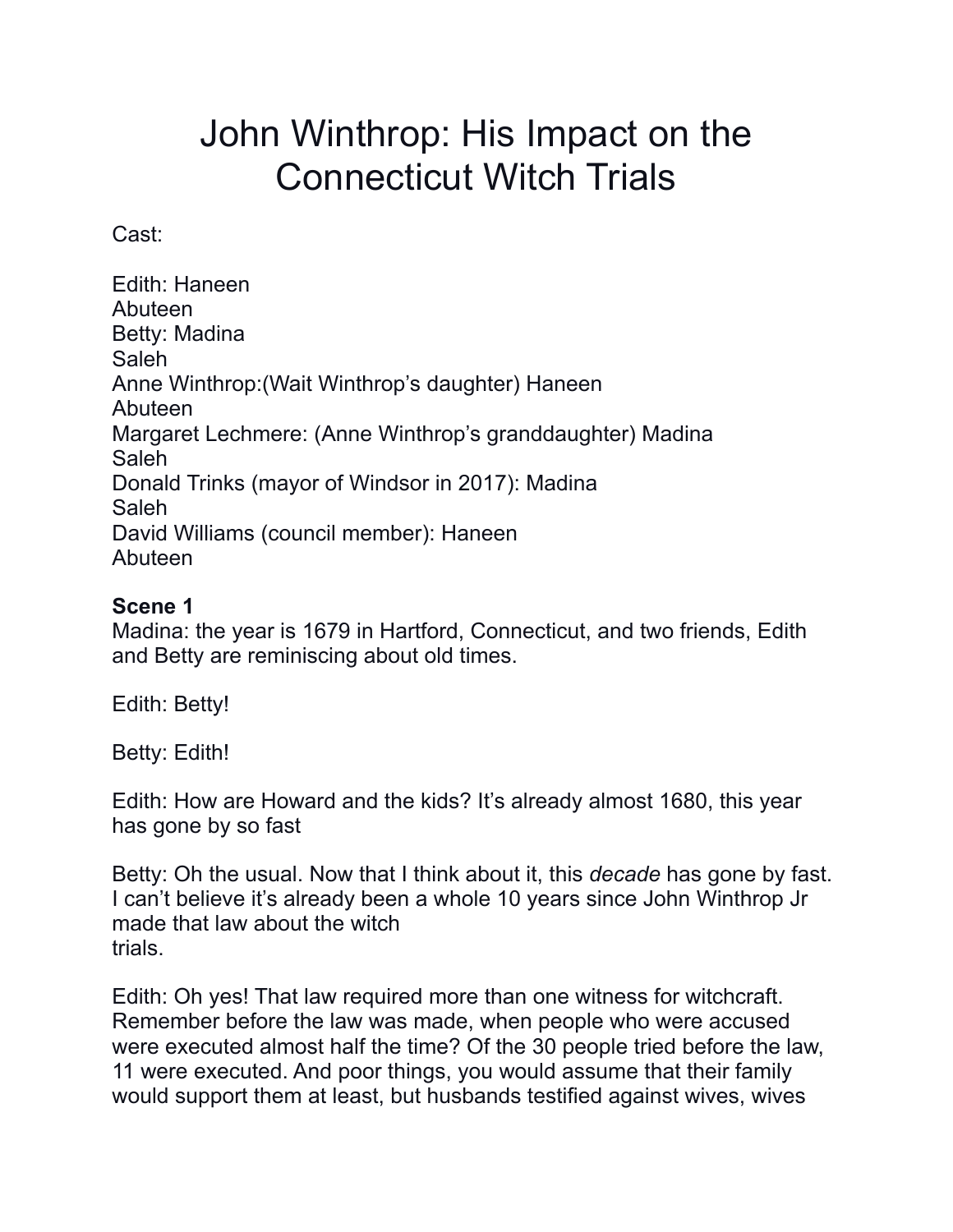# John Winthrop: His Impact on the Connecticut Witch Trials

Cast:

Edith: Haneen Abuteen
Betty: Madina Saleh
Anne Winthrop:(Wait Winthrop's daughter) Haneen Abuteen
Margaret Lechmere: (Anne Winthrop's granddaughter) Madina Saleh
Donald Trinks (mayor of Windsor in 2017): Madina Saleh
David Williams (council member): Haneen Abuteen

**Scene 1**

Madina: the year is 1679 in Hartford, Connecticut, and two friends, Edith and Betty are reminiscing about old times.

Edith: Betty!

Betty: Edith!

Edith: How are Howard and the kids? It's already almost 1680, this year has gone by so fast

Betty: Oh the usual. Now that I think about it, this *decade* has gone by fast. I can't believe it's already been a whole 10 years since John Winthrop Jr made that law about the witch trials.

Edith: Oh yes! That law required more than one witness for witchcraft. Remember before the law was made, when people who were accused were executed almost half the time? Of the 30 people tried before the law, 11 were executed. And poor things, you would assume that their family would support them at least, but husbands testified against wives, wives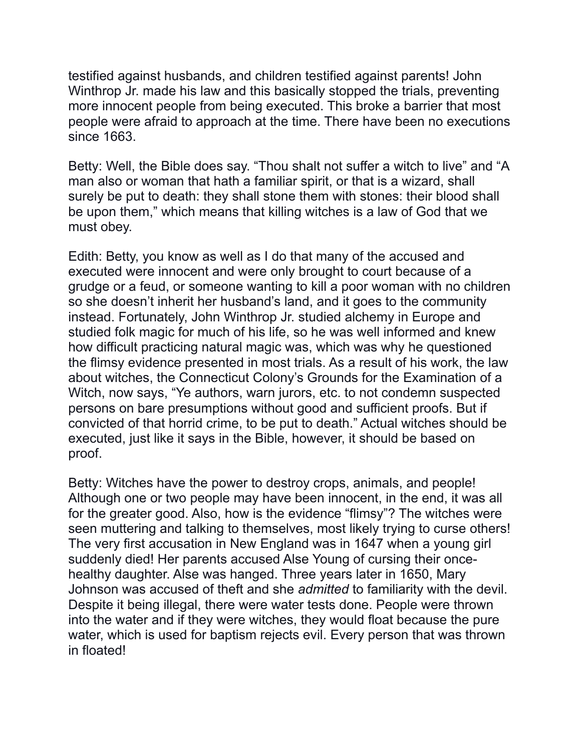testified against husbands, and children testified against parents! John Winthrop Jr. made his law and this basically stopped the trials, preventing more innocent people from being executed. This broke a barrier that most people were afraid to approach at the time. There have been no executions since 1663.

Betty: Well, the Bible does say. "Thou shalt not suffer a witch to live" and "A man also or woman that hath a familiar spirit, or that is a wizard, shall surely be put to death: they shall stone them with stones: their blood shall be upon them," which means that killing witches is a law of God that we must obey.

Edith: Betty, you know as well as I do that many of the accused and executed were innocent and were only brought to court because of a grudge or a feud, or someone wanting to kill a poor woman with no children so she doesn't inherit her husband's land, and it goes to the community instead. Fortunately, John Winthrop Jr. studied alchemy in Europe and studied folk magic for much of his life, so he was well informed and knew how difficult practicing natural magic was, which was why he questioned the flimsy evidence presented in most trials. As a result of his work, the law about witches, the Connecticut Colony's Grounds for the Examination of a Witch, now says, "Ye authors, warn jurors, etc. to not condemn suspected persons on bare presumptions without good and sufficient proofs. But if convicted of that horrid crime, to be put to death." Actual witches should be executed, just like it says in the Bible, however, it should be based on proof.

Betty: Witches have the power to destroy crops, animals, and people! Although one or two people may have been innocent, in the end, it was all for the greater good. Also, how is the evidence "flimsy"? The witches were seen muttering and talking to themselves, most likely trying to curse others! The very first accusation in New England was in 1647 when a young girl suddenly died! Her parents accused Alse Young of cursing their once-healthy daughter. Alse was hanged. Three years later in 1650, Mary Johnson was accused of theft and she *admitted* to familiarity with the devil. Despite it being illegal, there were water tests done. People were thrown into the water and if they were witches, they would float because the pure water, which is used for baptism rejects evil. Every person that was thrown in floated!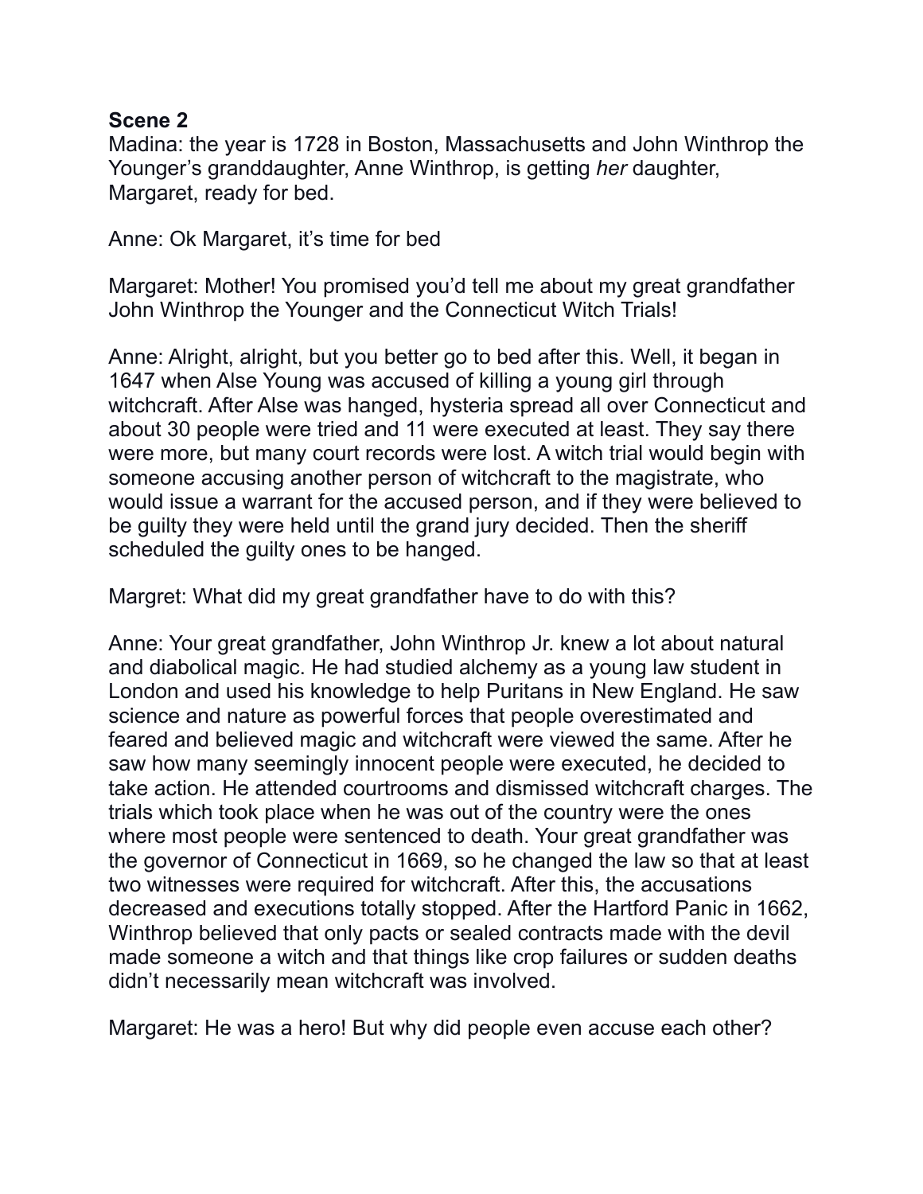**Scene 2**

Madina: the year is 1728 in Boston, Massachusetts and John Winthrop the Younger's granddaughter, Anne Winthrop, is getting *her* daughter, Margaret, ready for bed.

Anne: Ok Margaret, it's time for bed

Margaret: Mother! You promised you'd tell me about my great grandfather John Winthrop the Younger and the Connecticut Witch Trials!

Anne: Alright, alright, but you better go to bed after this. Well, it began in 1647 when Alse Young was accused of killing a young girl through witchcraft. After Alse was hanged, hysteria spread all over Connecticut and about 30 people were tried and 11 were executed at least. They say there were more, but many court records were lost. A witch trial would begin with someone accusing another person of witchcraft to the magistrate, who would issue a warrant for the accused person, and if they were believed to be guilty they were held until the grand jury decided. Then the sheriff scheduled the guilty ones to be hanged.

Margret: What did my great grandfather have to do with this?

Anne: Your great grandfather, John Winthrop Jr. knew a lot about natural and diabolical magic. He had studied alchemy as a young law student in London and used his knowledge to help Puritans in New England. He saw science and nature as powerful forces that people overestimated and feared and believed magic and witchcraft were viewed the same. After he saw how many seemingly innocent people were executed, he decided to take action. He attended courtrooms and dismissed witchcraft charges. The trials which took place when he was out of the country were the ones where most people were sentenced to death. Your great grandfather was the governor of Connecticut in 1669, so he changed the law so that at least two witnesses were required for witchcraft. After this, the accusations decreased and executions totally stopped. After the Hartford Panic in 1662, Winthrop believed that only pacts or sealed contracts made with the devil made someone a witch and that things like crop failures or sudden deaths didn't necessarily mean witchcraft was involved.

Margaret: He was a hero! But why did people even accuse each other?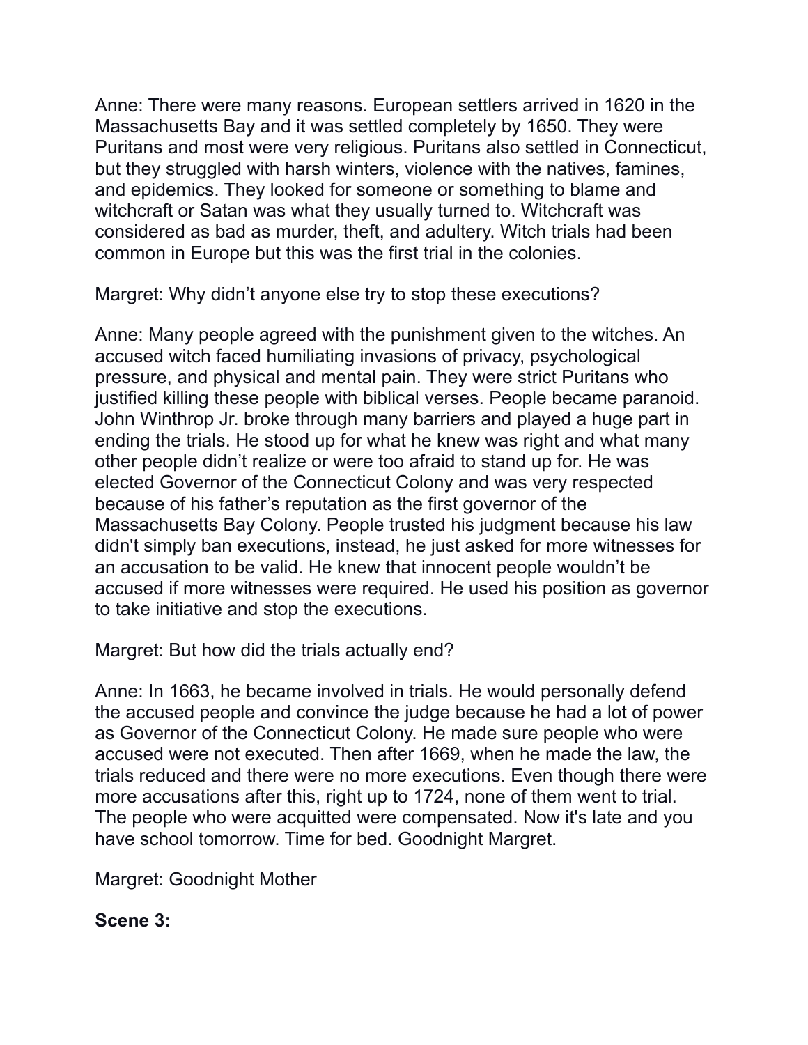Anne: There were many reasons. European settlers arrived in 1620 in the Massachusetts Bay and it was settled completely by 1650. They were Puritans and most were very religious. Puritans also settled in Connecticut, but they struggled with harsh winters, violence with the natives, famines, and epidemics. They looked for someone or something to blame and witchcraft or Satan was what they usually turned to. Witchcraft was considered as bad as murder, theft, and adultery. Witch trials had been common in Europe but this was the first trial in the colonies.

Margret: Why didn't anyone else try to stop these executions?

Anne: Many people agreed with the punishment given to the witches. An accused witch faced humiliating invasions of privacy, psychological pressure, and physical and mental pain. They were strict Puritans who justified killing these people with biblical verses. People became paranoid. John Winthrop Jr. broke through many barriers and played a huge part in ending the trials. He stood up for what he knew was right and what many other people didn't realize or were too afraid to stand up for. He was elected Governor of the Connecticut Colony and was very respected because of his father's reputation as the first governor of the Massachusetts Bay Colony. People trusted his judgment because his law didn't simply ban executions, instead, he just asked for more witnesses for an accusation to be valid. He knew that innocent people wouldn't be accused if more witnesses were required. He used his position as governor to take initiative and stop the executions.

Margret: But how did the trials actually end?

Anne: In 1663, he became involved in trials. He would personally defend the accused people and convince the judge because he had a lot of power as Governor of the Connecticut Colony. He made sure people who were accused were not executed. Then after 1669, when he made the law, the trials reduced and there were no more executions. Even though there were more accusations after this, right up to 1724, none of them went to trial. The people who were acquitted were compensated. Now it's late and you have school tomorrow. Time for bed. Goodnight Margret.

Margret: Goodnight Mother

**Scene 3:**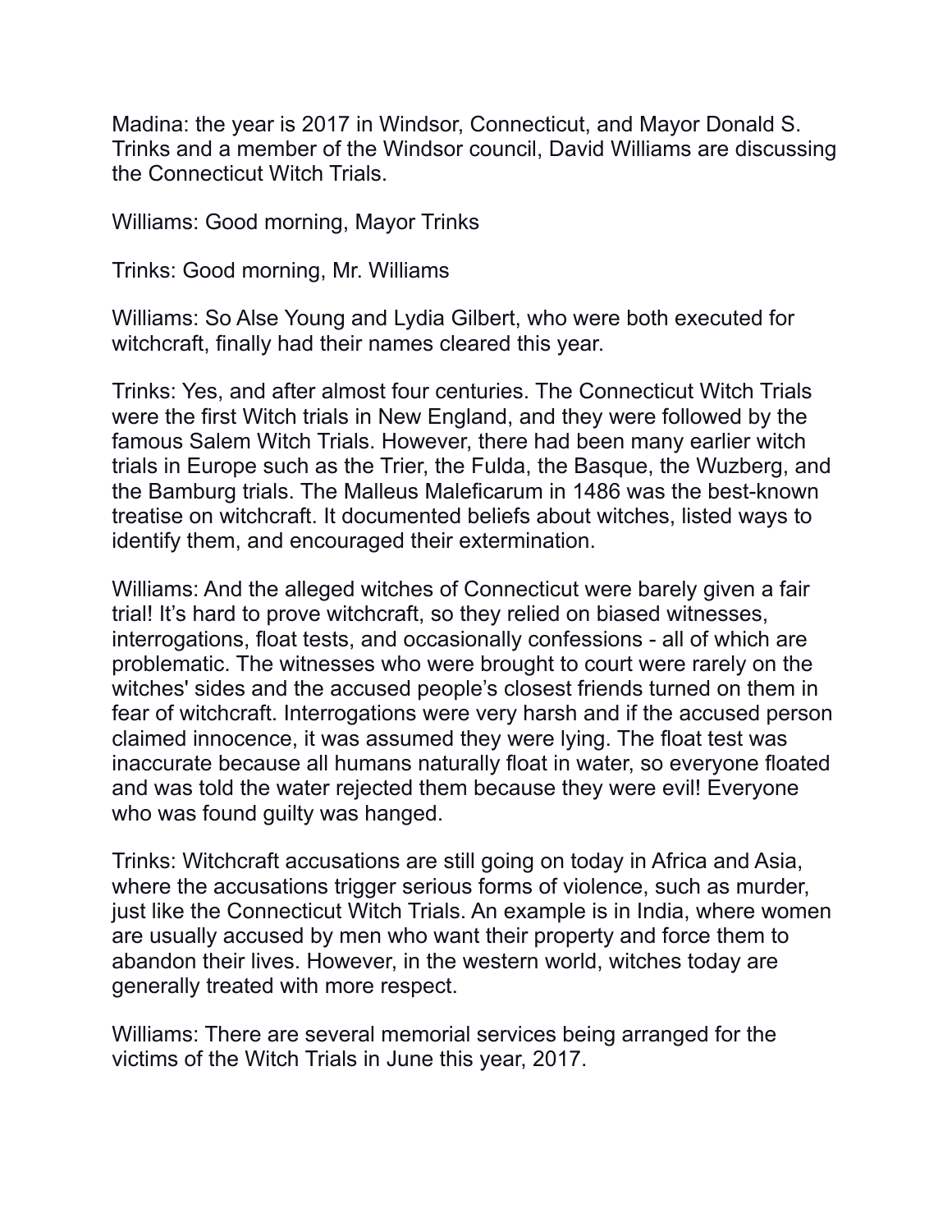Madina: the year is 2017 in Windsor, Connecticut, and Mayor Donald S. Trinks and a member of the Windsor council, David Williams are discussing the Connecticut Witch Trials.

Williams: Good morning, Mayor Trinks

Trinks: Good morning, Mr. Williams

Williams: So Alse Young and Lydia Gilbert, who were both executed for witchcraft, finally had their names cleared this year.

Trinks: Yes, and after almost four centuries. The Connecticut Witch Trials were the first Witch trials in New England, and they were followed by the famous Salem Witch Trials. However, there had been many earlier witch trials in Europe such as the Trier, the Fulda, the Basque, the Wuzberg, and the Bamburg trials. The Malleus Maleficarum in 1486 was the best-known treatise on witchcraft. It documented beliefs about witches, listed ways to identify them, and encouraged their extermination.

Williams: And the alleged witches of Connecticut were barely given a fair trial! It's hard to prove witchcraft, so they relied on biased witnesses, interrogations, float tests, and occasionally confessions - all of which are problematic. The witnesses who were brought to court were rarely on the witches' sides and the accused people's closest friends turned on them in fear of witchcraft. Interrogations were very harsh and if the accused person claimed innocence, it was assumed they were lying. The float test was inaccurate because all humans naturally float in water, so everyone floated and was told the water rejected them because they were evil! Everyone who was found guilty was hanged.

Trinks: Witchcraft accusations are still going on today in Africa and Asia, where the accusations trigger serious forms of violence, such as murder, just like the Connecticut Witch Trials. An example is in India, where women are usually accused by men who want their property and force them to abandon their lives. However, in the western world, witches today are generally treated with more respect.

Williams: There are several memorial services being arranged for the victims of the Witch Trials in June this year, 2017.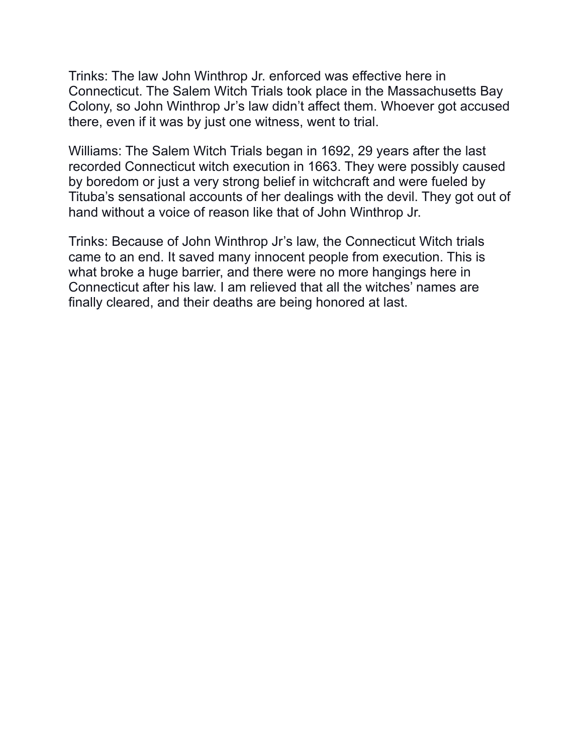Trinks: The law John Winthrop Jr. enforced was effective here in Connecticut. The Salem Witch Trials took place in the Massachusetts Bay Colony, so John Winthrop Jr's law didn't affect them. Whoever got accused there, even if it was by just one witness, went to trial.

Williams: The Salem Witch Trials began in 1692, 29 years after the last recorded Connecticut witch execution in 1663. They were possibly caused by boredom or just a very strong belief in witchcraft and were fueled by Tituba's sensational accounts of her dealings with the devil. They got out of hand without a voice of reason like that of John Winthrop Jr.

Trinks: Because of John Winthrop Jr's law, the Connecticut Witch trials came to an end. It saved many innocent people from execution. This is what broke a huge barrier, and there were no more hangings here in Connecticut after his law. I am relieved that all the witches' names are finally cleared, and their deaths are being honored at last.